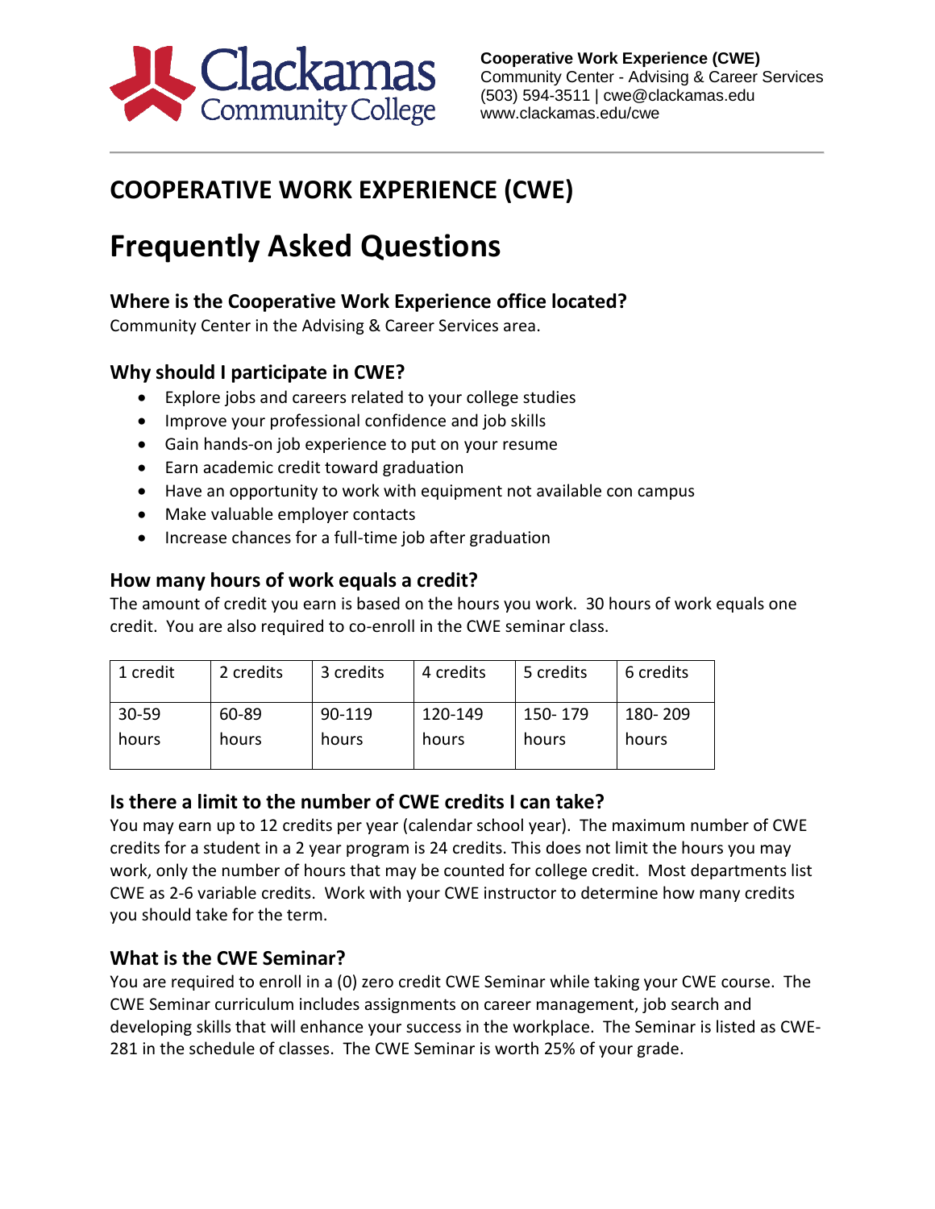**Cooperative Work Experience (CWE)**
Community Center - Advising & Career Services
(503) 594-3511 | cwe@clackamas.edu
www.clackamas.edu/cwe

## COOPERATIVE WORK EXPERIENCE (CWE)

# Frequently Asked Questions

### Where is the Cooperative Work Experience office located?

Community Center in the Advising & Career Services area.

### Why should I participate in CWE?

- Explore jobs and careers related to your college studies
- Improve your professional confidence and job skills
- Gain hands-on job experience to put on your resume
- Earn academic credit toward graduation
- Have an opportunity to work with equipment not available con campus
- Make valuable employer contacts
- Increase chances for a full-time job after graduation

### How many hours of work equals a credit?

The amount of credit you earn is based on the hours you work. 30 hours of work equals one credit. You are also required to co-enroll in the CWE seminar class.

| 1 credit | 2 credits | 3 credits | 4 credits | 5 credits | 6 credits |
|---|---|---|---|---|---|
| 30-59 hours | 60-89 hours | 90-119 hours | 120-149 hours | 150- 179 hours | 180- 209 hours |

### Is there a limit to the number of CWE credits I can take?

You may earn up to 12 credits per year (calendar school year). The maximum number of CWE credits for a student in a 2 year program is 24 credits. This does not limit the hours you may work, only the number of hours that may be counted for college credit. Most departments list CWE as 2-6 variable credits. Work with your CWE instructor to determine how many credits you should take for the term.

### What is the CWE Seminar?

You are required to enroll in a (0) zero credit CWE Seminar while taking your CWE course. The CWE Seminar curriculum includes assignments on career management, job search and developing skills that will enhance your success in the workplace. The Seminar is listed as CWE-281 in the schedule of classes. The CWE Seminar is worth 25% of your grade.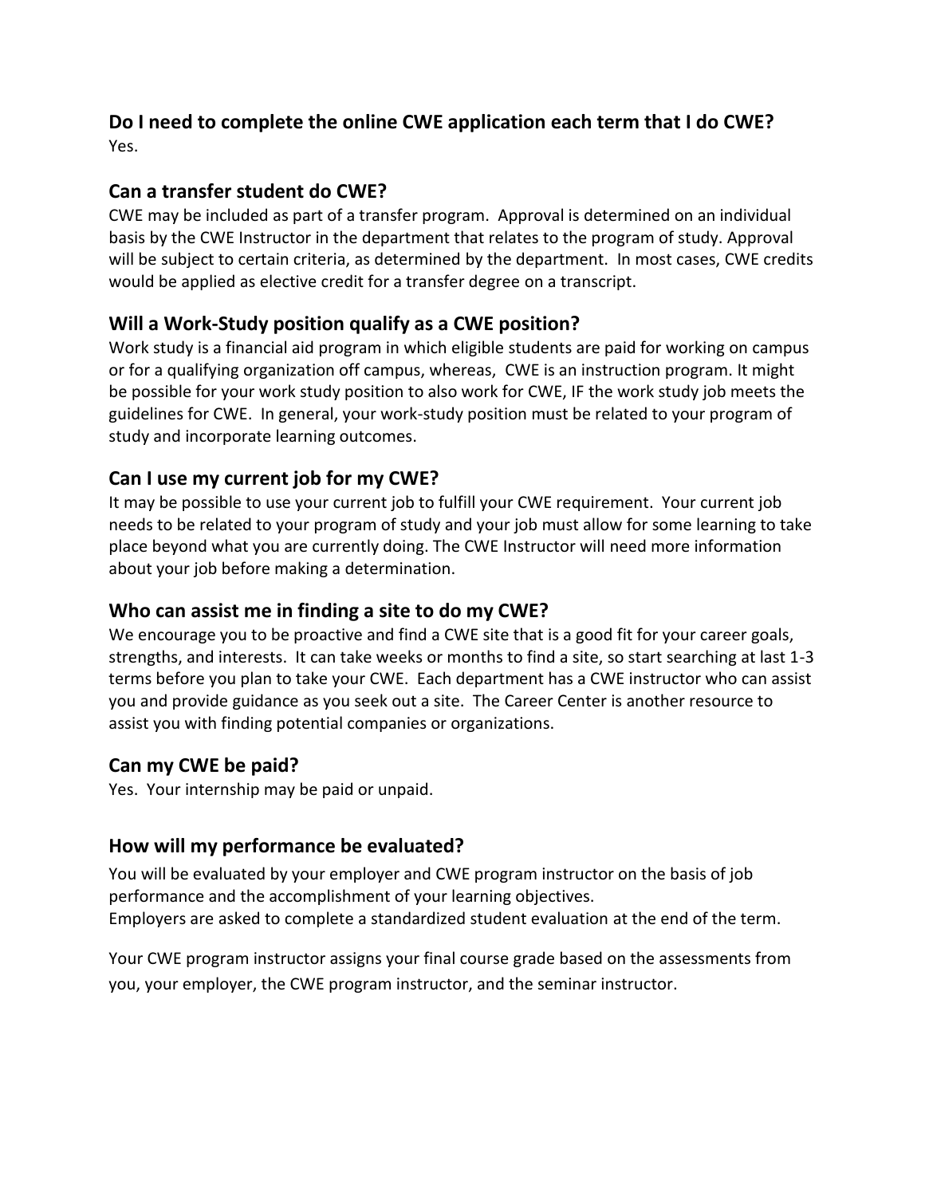## Do I need to complete the online CWE application each term that I do CWE?

Yes.

## Can a transfer student do CWE?

CWE may be included as part of a transfer program. Approval is determined on an individual basis by the CWE Instructor in the department that relates to the program of study. Approval will be subject to certain criteria, as determined by the department. In most cases, CWE credits would be applied as elective credit for a transfer degree on a transcript.

## Will a Work-Study position qualify as a CWE position?

Work study is a financial aid program in which eligible students are paid for working on campus or for a qualifying organization off campus, whereas, CWE is an instruction program. It might be possible for your work study position to also work for CWE, IF the work study job meets the guidelines for CWE. In general, your work-study position must be related to your program of study and incorporate learning outcomes.

## Can I use my current job for my CWE?

It may be possible to use your current job to fulfill your CWE requirement. Your current job needs to be related to your program of study and your job must allow for some learning to take place beyond what you are currently doing. The CWE Instructor will need more information about your job before making a determination.

## Who can assist me in finding a site to do my CWE?

We encourage you to be proactive and find a CWE site that is a good fit for your career goals, strengths, and interests. It can take weeks or months to find a site, so start searching at last 1-3 terms before you plan to take your CWE. Each department has a CWE instructor who can assist you and provide guidance as you seek out a site. The Career Center is another resource to assist you with finding potential companies or organizations.

## Can my CWE be paid?

Yes. Your internship may be paid or unpaid.

## How will my performance be evaluated?

You will be evaluated by your employer and CWE program instructor on the basis of job performance and the accomplishment of your learning objectives.
Employers are asked to complete a standardized student evaluation at the end of the term.

Your CWE program instructor assigns your final course grade based on the assessments from you, your employer, the CWE program instructor, and the seminar instructor.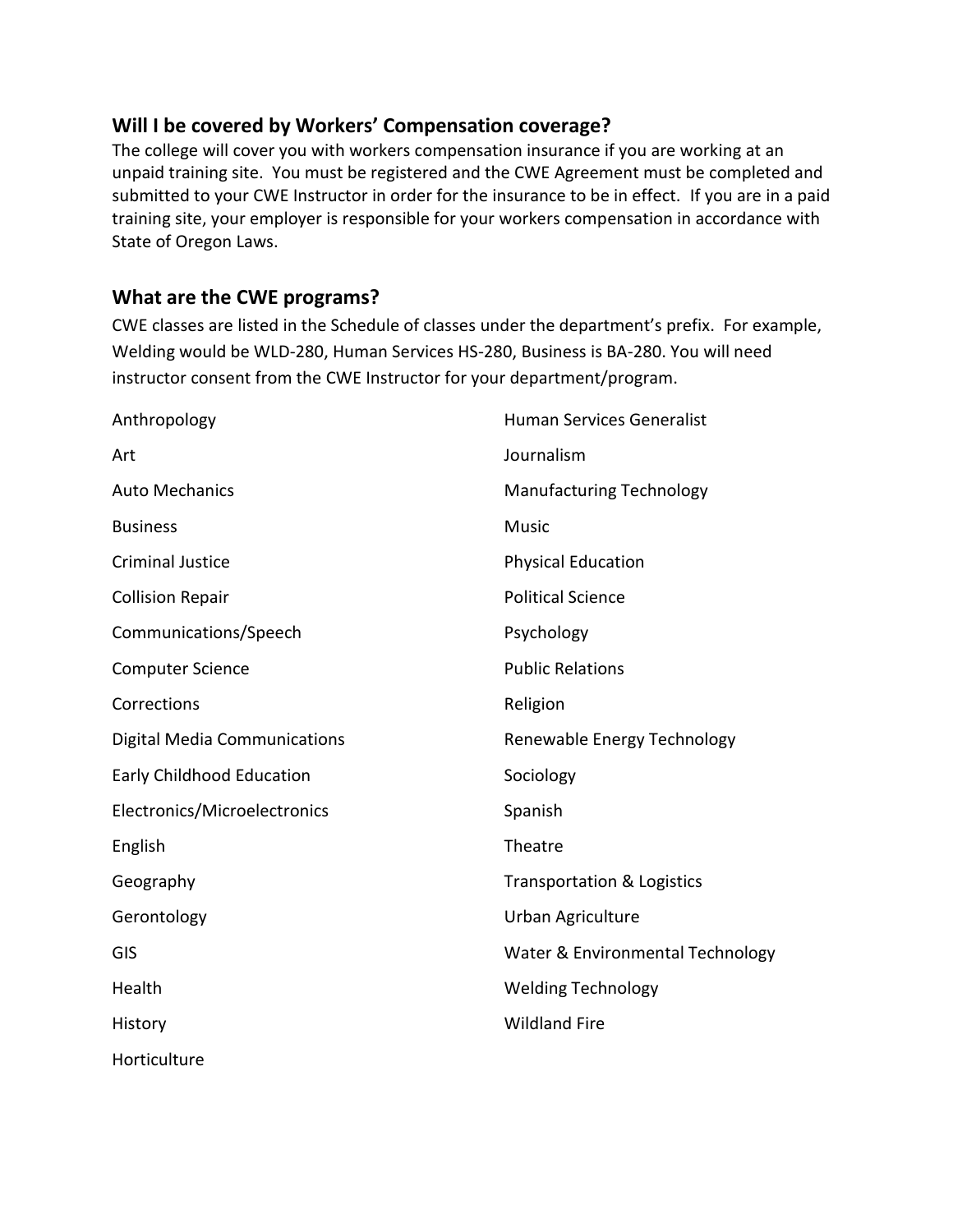## Will I be covered by Workers' Compensation coverage?

The college will cover you with workers compensation insurance if you are working at an unpaid training site. You must be registered and the CWE Agreement must be completed and submitted to your CWE Instructor in order for the insurance to be in effect. If you are in a paid training site, your employer is responsible for your workers compensation in accordance with State of Oregon Laws.

## What are the CWE programs?

CWE classes are listed in the Schedule of classes under the department's prefix. For example, Welding would be WLD-280, Human Services HS-280, Business is BA-280. You will need instructor consent from the CWE Instructor for your department/program.

- Anthropology
- Art
- Auto Mechanics
- Business
- Criminal Justice
- Collision Repair
- Communications/Speech
- Computer Science
- Corrections
- Digital Media Communications
- Early Childhood Education
- Electronics/Microelectronics
- English
- Geography
- Gerontology
- GIS
- Health
- History
- Horticulture
- Human Services Generalist
- Journalism
- Manufacturing Technology
- Music
- Physical Education
- Political Science
- Psychology
- Public Relations
- Religion
- Renewable Energy Technology
- Sociology
- Spanish
- Theatre
- Transportation & Logistics
- Urban Agriculture
- Water & Environmental Technology
- Welding Technology
- Wildland Fire